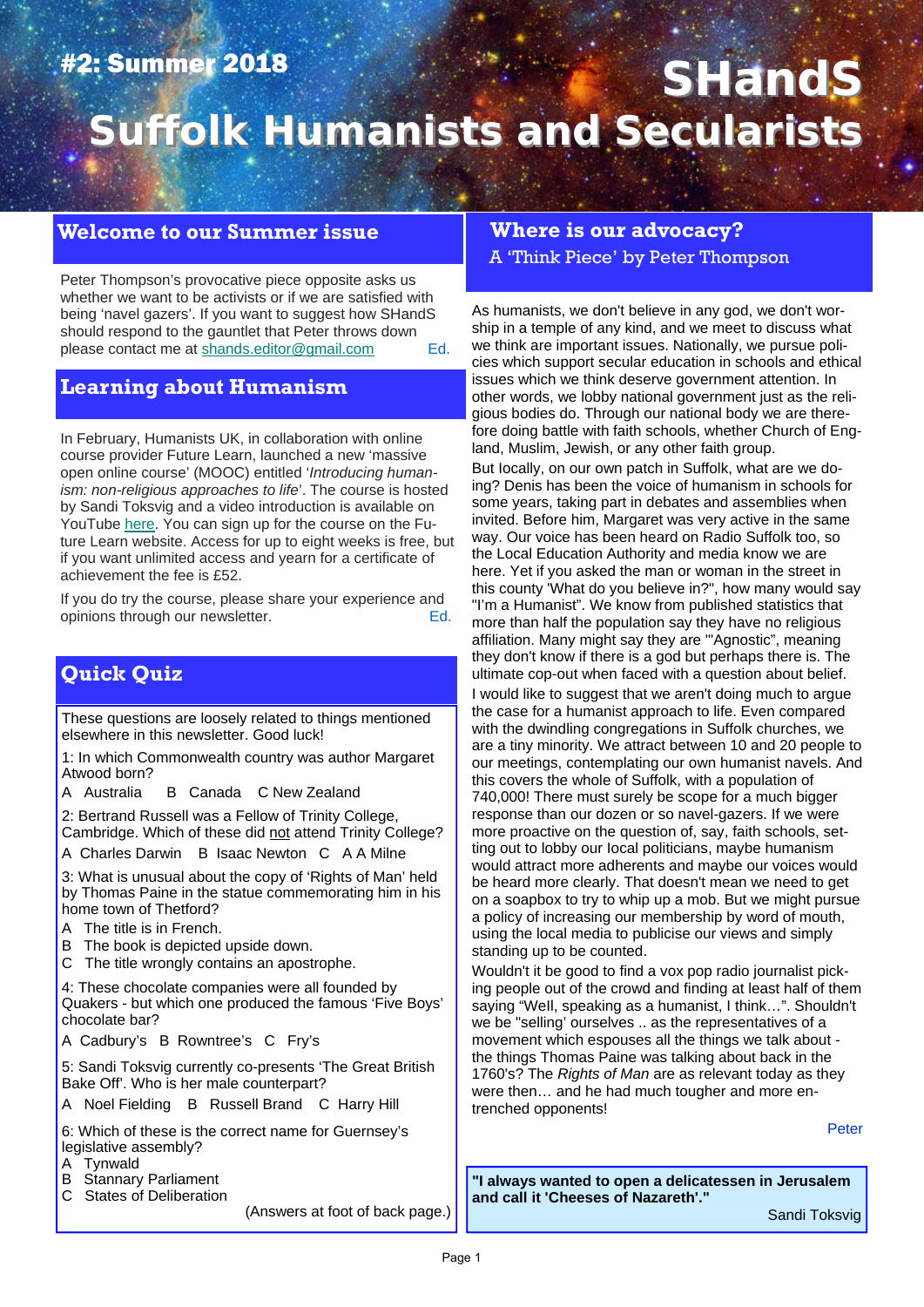#2: Summer 2018

# SHandS

# Suffolk Humanists and Secularists

## Welcome to our Summer issue

Peter Thompson's provocative piece opposite asks us whether we want to be activists or if we are satisfied with being 'navel gazers'. If you want to suggest how SHandS should respond to the gauntlet that Peter throws down please contact me at shands.editor@gmail.com Ed.

## Learning about Humanism

In February, Humanists UK, in collaboration with online course provider Future Learn, launched a new 'massive open online course' (MOOC) entitled '*Introducing humanism: non-religious approaches to life*'. The course is hosted by Sandi Toksvig and a video introduction is available on YouTube here. You can sign up for the course on the Future Learn website. Access for up to eight weeks is free, but if you want unlimited access and yearn for a certificate of achievement the fee is £52.

If you do try the course, please share your experience and opinions through our newsletter. Ed.

## Quick Quiz

These questions are loosely related to things mentioned elsewhere in this newsletter. Good luck!

1: In which Commonwealth country was author Margaret Atwood born?

A Australia B Canada C New Zealand

2: Bertrand Russell was a Fellow of Trinity College, Cambridge. Which of these did not attend Trinity College?

A Charles Darwin B Isaac Newton C A A Milne

3: What is unusual about the copy of 'Rights of Man' held by Thomas Paine in the statue commemorating him in his home town of Thetford?

A The title is in French.
B The book is depicted upside down.
C The title wrongly contains an apostrophe.

4: These chocolate companies were all founded by Quakers - but which one produced the famous 'Five Boys' chocolate bar?

A Cadbury's B Rowntree's C Fry's

5: Sandi Toksvig currently co-presents 'The Great British Bake Off'. Who is her male counterpart?

A Noel Fielding B Russell Brand C Harry Hill

6: Which of these is the correct name for Guernsey's legislative assembly?

A Tynwald
B Stannary Parliament
C States of Deliberation

(Answers at foot of back page.)

## Where is our advocacy?

### A 'Think Piece' by Peter Thompson

As humanists, we don't believe in any god, we don't worship in a temple of any kind, and we meet to discuss what we think are important issues. Nationally, we pursue policies which support secular education in schools and ethical issues which we think deserve government attention. In other words, we lobby national government just as the religious bodies do. Through our national body we are therefore doing battle with faith schools, whether Church of England, Muslim, Jewish, or any other faith group.

But locally, on our own patch in Suffolk, what are we doing? Denis has been the voice of humanism in schools for some years, taking part in debates and assemblies when invited. Before him, Margaret was very active in the same way. Our voice has been heard on Radio Suffolk too, so the Local Education Authority and media know we are here. Yet if you asked the man or woman in the street in this county 'What do you believe in?", how many would say "I'm a Humanist". We know from published statistics that more than half the population say they have no religious affiliation. Many might say they are "'Agnostic", meaning they don't know if there is a god but perhaps there is. The ultimate cop-out when faced with a question about belief.

I would like to suggest that we aren't doing much to argue the case for a humanist approach to life. Even compared with the dwindling congregations in Suffolk churches, we are a tiny minority. We attract between 10 and 20 people to our meetings, contemplating our own humanist navels. And this covers the whole of Suffolk, with a population of 740,000! There must surely be scope for a much bigger response than our dozen or so navel-gazers. If we were more proactive on the question of, say, faith schools, setting out to lobby our local politicians, maybe humanism would attract more adherents and maybe our voices would be heard more clearly. That doesn't mean we need to get on a soapbox to try to whip up a mob. But we might pursue a policy of increasing our membership by word of mouth, using the local media to publicise our views and simply standing up to be counted.

Wouldn't it be good to find a vox pop radio journalist picking people out of the crowd and finding at least half of them saying "Well, speaking as a humanist, I think…". Shouldn't we be "selling' ourselves .. as the representatives of a movement which espouses all the things we talk about - the things Thomas Paine was talking about back in the 1760's? The *Rights of Man* are as relevant today as they were then… and he had much tougher and more entrenched opponents!

Peter

**"I always wanted to open a delicatessen in Jerusalem and call it 'Cheeses of Nazareth'."**

Sandi Toksvig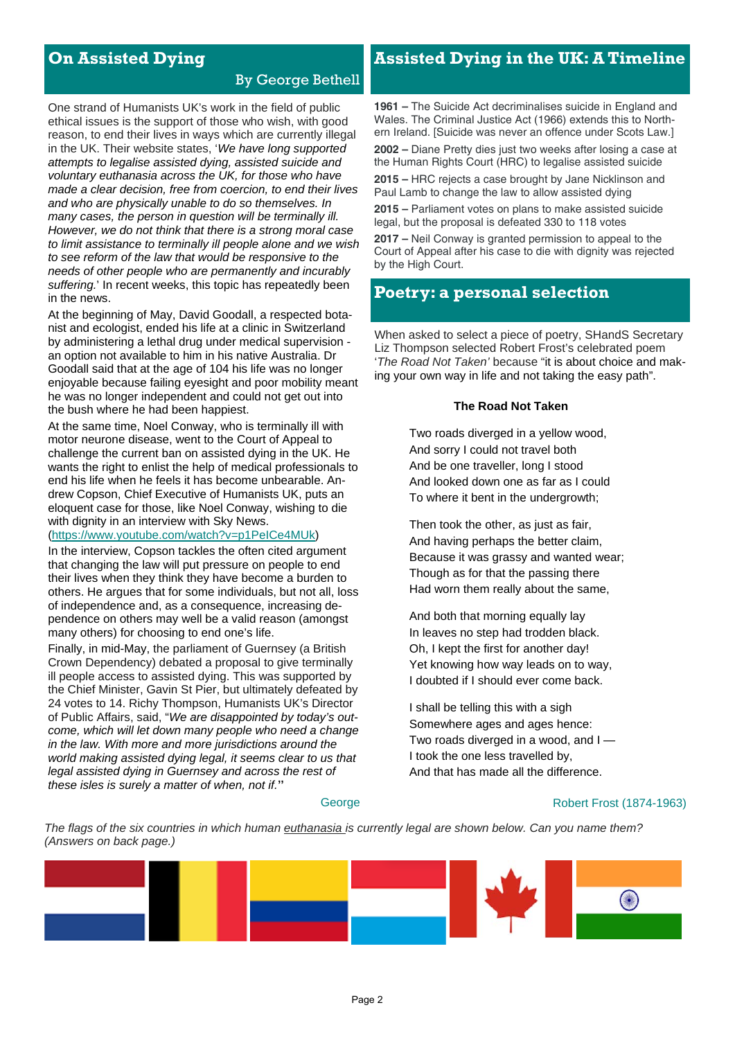## On Assisted Dying

By George Bethell

One strand of Humanists UK's work in the field of public ethical issues is the support of those who wish, with good reason, to end their lives in ways which are currently illegal in the UK. Their website states, '*We have long supported attempts to legalise assisted dying, assisted suicide and voluntary euthanasia across the UK, for those who have made a clear decision, free from coercion, to end their lives and who are physically unable to do so themselves. In many cases, the person in question will be terminally ill. However, we do not think that there is a strong moral case to limit assistance to terminally ill people alone and we wish to see reform of the law that would be responsive to the needs of other people who are permanently and incurably suffering.*' In recent weeks, this topic has repeatedly been in the news.

At the beginning of May, David Goodall, a respected botanist and ecologist, ended his life at a clinic in Switzerland by administering a lethal drug under medical supervision - an option not available to him in his native Australia. Dr Goodall said that at the age of 104 his life was no longer enjoyable because failing eyesight and poor mobility meant he was no longer independent and could not get out into the bush where he had been happiest.

At the same time, Noel Conway, who is terminally ill with motor neurone disease, went to the Court of Appeal to challenge the current ban on assisted dying in the UK. He wants the right to enlist the help of medical professionals to end his life when he feels it has become unbearable. Andrew Copson, Chief Executive of Humanists UK, puts an eloquent case for those, like Noel Conway, wishing to die with dignity in an interview with Sky News.
(https://www.youtube.com/watch?v=p1PeICe4MUk)

In the interview, Copson tackles the often cited argument that changing the law will put pressure on people to end their lives when they think they have become a burden to others. He argues that for some individuals, but not all, loss of independence and, as a consequence, increasing dependence on others may well be a valid reason (amongst many others) for choosing to end one's life.

Finally, in mid-May, the parliament of Guernsey (a British Crown Dependency) debated a proposal to give terminally ill people access to assisted dying. This was supported by the Chief Minister, Gavin St Pier, but ultimately defeated by 24 votes to 14. Richy Thompson, Humanists UK's Director of Public Affairs, said, "*We are disappointed by today's outcome, which will let down many people who need a change in the law. With more and more jurisdictions around the world making assisted dying legal, it seems clear to us that legal assisted dying in Guernsey and across the rest of these isles is surely a matter of when, not if.*"

George

## Assisted Dying in the UK: A Timeline

**1961 –** The Suicide Act decriminalises suicide in England and Wales. The Criminal Justice Act (1966) extends this to Northern Ireland. [Suicide was never an offence under Scots Law.]

**2002 –** Diane Pretty dies just two weeks after losing a case at the Human Rights Court (HRC) to legalise assisted suicide

**2015 –** HRC rejects a case brought by Jane Nicklinson and Paul Lamb to change the law to allow assisted dying

**2015 –** Parliament votes on plans to make assisted suicide legal, but the proposal is defeated 330 to 118 votes

**2017 –** Neil Conway is granted permission to appeal to the Court of Appeal after his case to die with dignity was rejected by the High Court.

## Poetry: a personal selection

When asked to select a piece of poetry, SHandS Secretary Liz Thompson selected Robert Frost's celebrated poem '*The Road Not Taken'* because "it is about choice and making your own way in life and not taking the easy path".

**The Road Not Taken**

Two roads diverged in a yellow wood,
And sorry I could not travel both
And be one traveller, long I stood
And looked down one as far as I could
To where it bent in the undergrowth;

Then took the other, as just as fair,
And having perhaps the better claim,
Because it was grassy and wanted wear;
Though as for that the passing there
Had worn them really about the same,

And both that morning equally lay
In leaves no step had trodden black.
Oh, I kept the first for another day!
Yet knowing how way leads on to way,
I doubted if I should ever come back.

I shall be telling this with a sigh
Somewhere ages and ages hence:
Two roads diverged in a wood, and I —
I took the one less travelled by,
And that has made all the difference.

Robert Frost (1874-1963)

*The flags of the six countries in which human euthanasia is currently legal are shown below. Can you name them? (Answers on back page.)*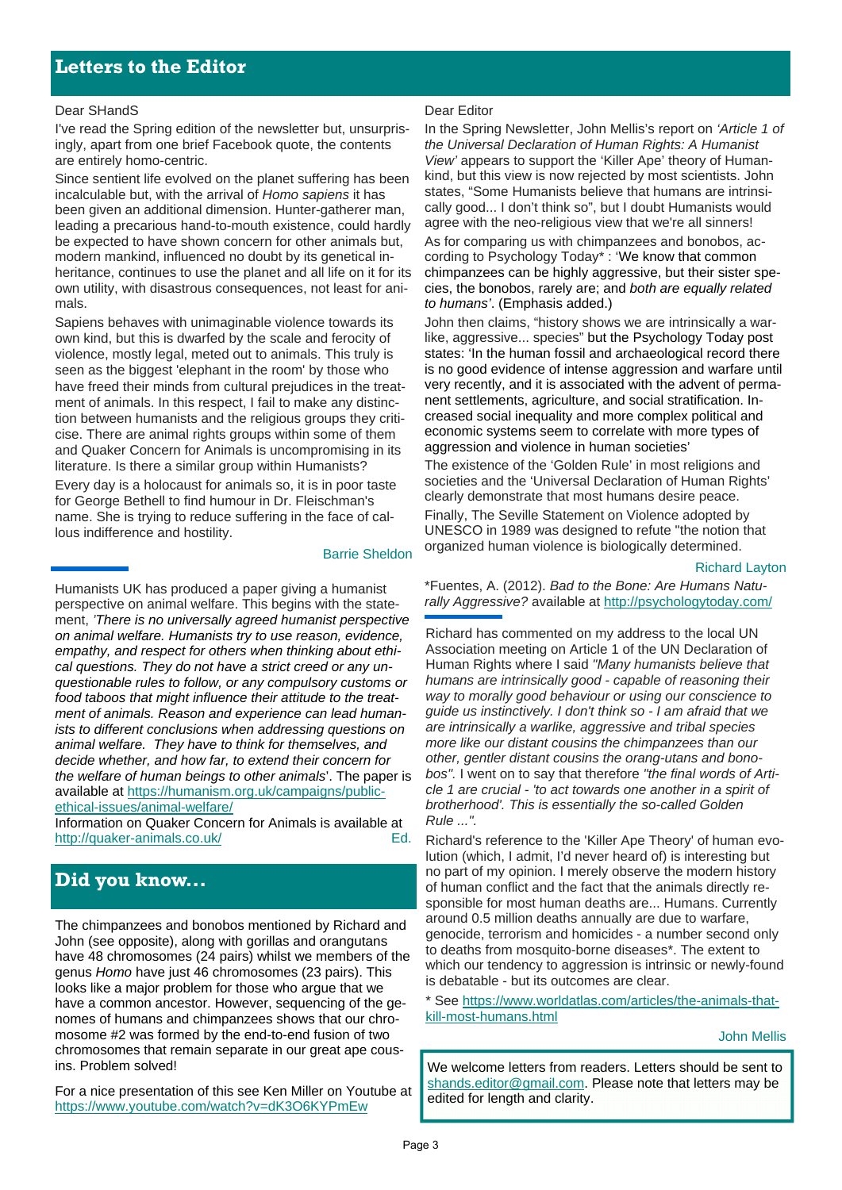## Letters to the Editor

Dear SHandS

I've read the Spring edition of the newsletter but, unsurprisingly, apart from one brief Facebook quote, the contents are entirely homo-centric.

Since sentient life evolved on the planet suffering has been incalculable but, with the arrival of *Homo sapiens* it has been given an additional dimension. Hunter-gatherer man, leading a precarious hand-to-mouth existence, could hardly be expected to have shown concern for other animals but, modern mankind, influenced no doubt by its genetical inheritance, continues to use the planet and all life on it for its own utility, with disastrous consequences, not least for animals.

Sapiens behaves with unimaginable violence towards its own kind, but this is dwarfed by the scale and ferocity of violence, mostly legal, meted out to animals. This truly is seen as the biggest 'elephant in the room' by those who have freed their minds from cultural prejudices in the treatment of animals. In this respect, I fail to make any distinction between humanists and the religious groups they criticise. There are animal rights groups within some of them and Quaker Concern for Animals is uncompromising in its literature. Is there a similar group within Humanists?

Every day is a holocaust for animals so, it is in poor taste for George Bethell to find humour in Dr. Fleischman's name. She is trying to reduce suffering in the face of callous indifference and hostility.

Barrie Sheldon

---

Humanists UK has produced a paper giving a humanist perspective on animal welfare. This begins with the statement, *'There is no universally agreed humanist perspective on animal welfare. Humanists try to use reason, evidence, empathy, and respect for others when thinking about ethical questions. They do not have a strict creed or any unquestionable rules to follow, or any compulsory customs or food taboos that might influence their attitude to the treatment of animals. Reason and experience can lead humanists to different conclusions when addressing questions on animal welfare. They have to think for themselves, and decide whether, and how far, to extend their concern for the welfare of human beings to other animals*'. The paper is available at https://humanism.org.uk/campaigns/public-ethical-issues/animal-welfare/

Information on Quaker Concern for Animals is available at http://quaker-animals.co.uk/ Ed.

Dear Editor

In the Spring Newsletter, John Mellis's report on *'Article 1 of the Universal Declaration of Human Rights: A Humanist View'* appears to support the 'Killer Ape' theory of Humankind, but this view is now rejected by most scientists. John states, "Some Humanists believe that humans are intrinsically good... I don't think so", but I doubt Humanists would agree with the neo-religious view that we're all sinners!

As for comparing us with chimpanzees and bonobos, according to Psychology Today* : 'We know that common chimpanzees can be highly aggressive, but their sister species, the bonobos, rarely are; and *both are equally related to humans'*. (Emphasis added.)

John then claims, "history shows we are intrinsically a warlike, aggressive... species" but the Psychology Today post states: 'In the human fossil and archaeological record there is no good evidence of intense aggression and warfare until very recently, and it is associated with the advent of permanent settlements, agriculture, and social stratification. Increased social inequality and more complex political and economic systems seem to correlate with more types of aggression and violence in human societies'

The existence of the 'Golden Rule' in most religions and societies and the 'Universal Declaration of Human Rights' clearly demonstrate that most humans desire peace.

Finally, The Seville Statement on Violence adopted by UNESCO in 1989 was designed to refute "the notion that organized human violence is biologically determined.

Richard Layton

*Fuentes, A. (2012). *Bad to the Bone: Are Humans Naturally Aggressive?* available at http://psychologytoday.com/

---

Richard has commented on my address to the local UN Association meeting on Article 1 of the UN Declaration of Human Rights where I said *"Many humanists believe that humans are intrinsically good - capable of reasoning their way to morally good behaviour or using our conscience to guide us instinctively. I don't think so - I am afraid that we are intrinsically a warlike, aggressive and tribal species more like our distant cousins the chimpanzees than our other, gentler distant cousins the orang-utans and bonobos".* I went on to say that therefore *"the final words of Article 1 are crucial - 'to act towards one another in a spirit of brotherhood'. This is essentially the so-called Golden Rule ...".*

Richard's reference to the 'Killer Ape Theory' of human evolution (which, I admit, I'd never heard of) is interesting but no part of my opinion. I merely observe the modern history of human conflict and the fact that the animals directly responsible for most human deaths are... Humans. Currently around 0.5 million deaths annually are due to warfare, genocide, terrorism and homicides - a number second only to deaths from mosquito-borne diseases*. The extent to which our tendency to aggression is intrinsic or newly-found is debatable - but its outcomes are clear.

* See https://www.worldatlas.com/articles/the-animals-that-kill-most-humans.html

John Mellis

We welcome letters from readers. Letters should be sent to shands.editor@gmail.com. Please note that letters may be edited for length and clarity.

## Did you know...

The chimpanzees and bonobos mentioned by Richard and John (see opposite), along with gorillas and orangutans have 48 chromosomes (24 pairs) whilst we members of the genus *Homo* have just 46 chromosomes (23 pairs). This looks like a major problem for those who argue that we have a common ancestor. However, sequencing of the genomes of humans and chimpanzees shows that our chromosome #2 was formed by the end-to-end fusion of two chromosomes that remain separate in our great ape cousins. Problem solved!

For a nice presentation of this see Ken Miller on Youtube at https://www.youtube.com/watch?v=dK3O6KYPmEw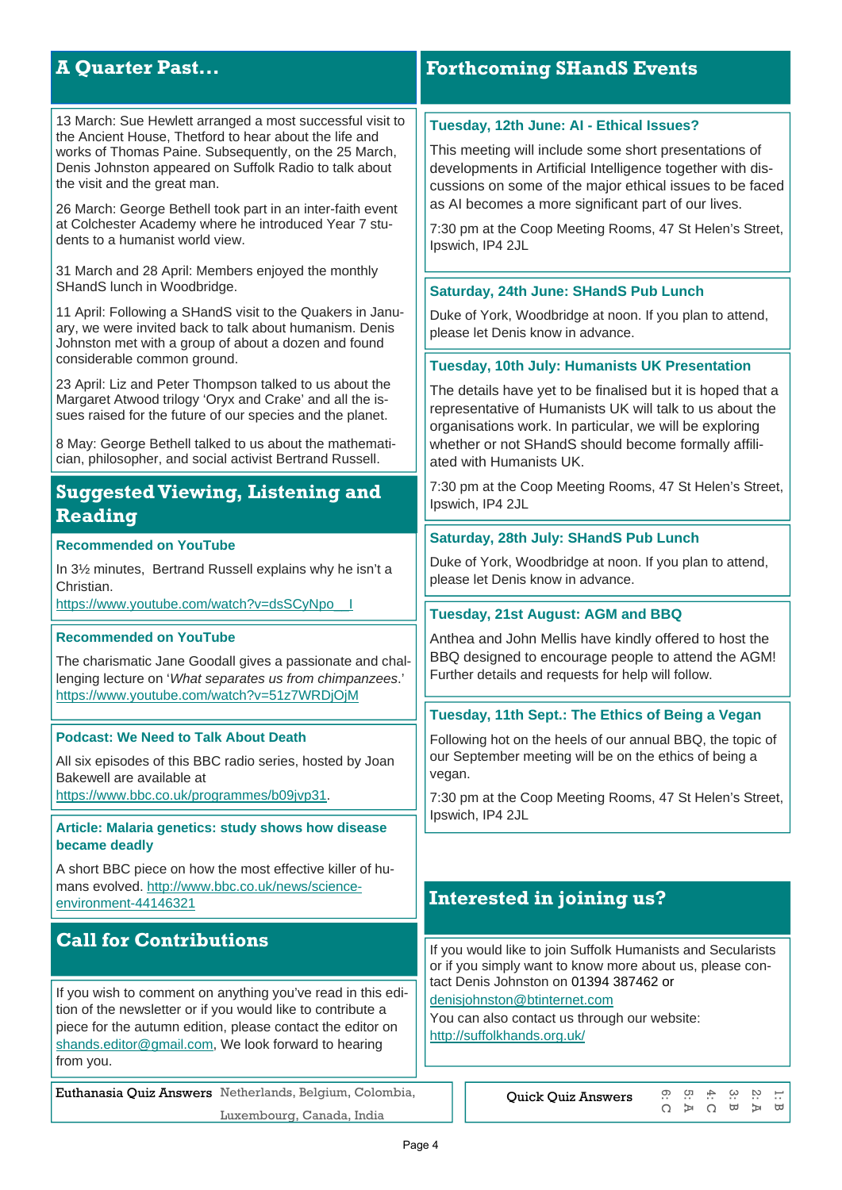## A Quarter Past...

13 March: Sue Hewlett arranged a most successful visit to the Ancient House, Thetford to hear about the life and works of Thomas Paine. Subsequently, on the 25 March, Denis Johnston appeared on Suffolk Radio to talk about the visit and the great man.

26 March: George Bethell took part in an inter-faith event at Colchester Academy where he introduced Year 7 students to a humanist world view.

31 March and 28 April: Members enjoyed the monthly SHandS lunch in Woodbridge.

11 April: Following a SHandS visit to the Quakers in January, we were invited back to talk about humanism. Denis Johnston met with a group of about a dozen and found considerable common ground.

23 April: Liz and Peter Thompson talked to us about the Margaret Atwood trilogy 'Oryx and Crake' and all the issues raised for the future of our species and the planet.

8 May: George Bethell talked to us about the mathematician, philosopher, and social activist Bertrand Russell.

## Suggested Viewing, Listening and Reading

### Recommended on YouTube

In 3½ minutes, Bertrand Russell explains why he isn't a Christian.
https://www.youtube.com/watch?v=dsSCyNpo__I

### Recommended on YouTube

The charismatic Jane Goodall gives a passionate and challenging lecture on '*What separates us from chimpanzees*.'
https://www.youtube.com/watch?v=51z7WRDjOjM

### Podcast: We Need to Talk About Death

All six episodes of this BBC radio series, hosted by Joan Bakewell are available at
https://www.bbc.co.uk/programmes/b09jvp31.

### Article: Malaria genetics: study shows how disease became deadly

A short BBC piece on how the most effective killer of humans evolved. http://www.bbc.co.uk/news/science-environment-44146321

## Call for Contributions

If you wish to comment on anything you've read in this edition of the newsletter or if you would like to contribute a piece for the autumn edition, please contact the editor on shands.editor@gmail.com, We look forward to hearing from you.

## Forthcoming SHandS Events

### Tuesday, 12th June: AI - Ethical Issues?

This meeting will include some short presentations of developments in Artificial Intelligence together with discussions on some of the major ethical issues to be faced as AI becomes a more significant part of our lives.

7:30 pm at the Coop Meeting Rooms, 47 St Helen's Street, Ipswich, IP4 2JL

### Saturday, 24th June: SHandS Pub Lunch

Duke of York, Woodbridge at noon. If you plan to attend, please let Denis know in advance.

### Tuesday, 10th July: Humanists UK Presentation

The details have yet to be finalised but it is hoped that a representative of Humanists UK will talk to us about the organisations work. In particular, we will be exploring whether or not SHandS should become formally affiliated with Humanists UK.

7:30 pm at the Coop Meeting Rooms, 47 St Helen's Street, Ipswich, IP4 2JL

### Saturday, 28th July: SHandS Pub Lunch

Duke of York, Woodbridge at noon. If you plan to attend, please let Denis know in advance.

### Tuesday, 21st August: AGM and BBQ

Anthea and John Mellis have kindly offered to host the BBQ designed to encourage people to attend the AGM! Further details and requests for help will follow.

### Tuesday, 11th Sept.: The Ethics of Being a Vegan

Following hot on the heels of our annual BBQ, the topic of our September meeting will be on the ethics of being a vegan.

7:30 pm at the Coop Meeting Rooms, 47 St Helen's Street, Ipswich, IP4 2JL

## Interested in joining us?

If you would like to join Suffolk Humanists and Secularists or if you simply want to know more about us, please contact Denis Johnston on 01394 387462 or
denisjohnston@btinternet.com
You can also contact us through our website:
http://suffolkhands.org.uk/

**Euthanasia Quiz Answers** Netherlands, Belgium, Colombia, Luxembourg, Canada, India

**Quick Quiz Answers** 1: B 2: A 3: B 4: C 5: A 6: C